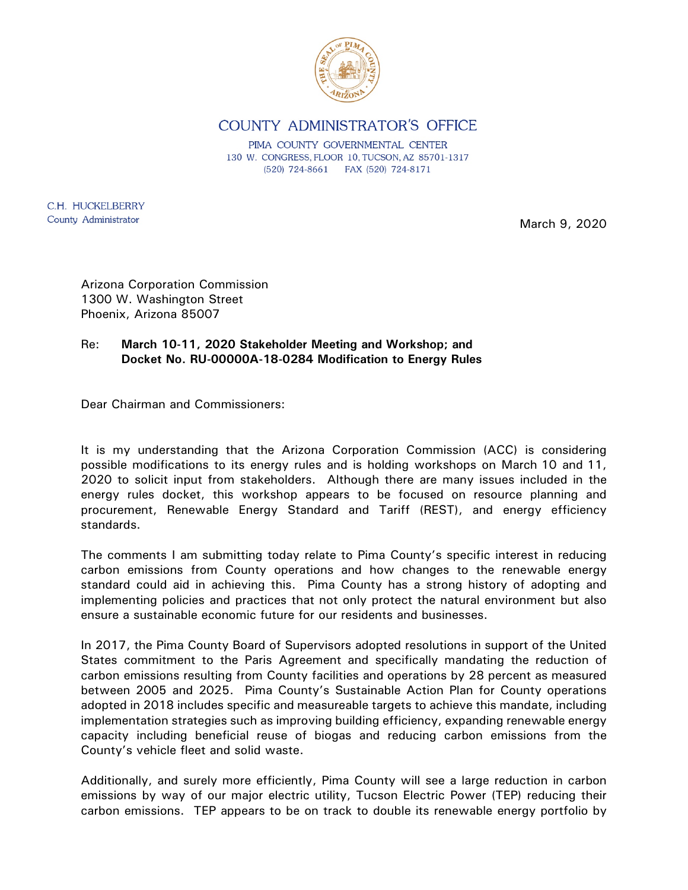# COUNTY ADMINISTRATOR'S OFFICE

PIMA COUNTY GOVERNMENTAL CENTER
130 W. CONGRESS, FLOOR 10, TUCSON, AZ 85701-1317
(520) 724-8661 FAX (520) 724-8171

C.H. HUCKELBERRY
County Administrator

March 9, 2020

Arizona Corporation Commission
1300 W. Washington Street
Phoenix, Arizona 85007

Re: **March 10-11, 2020 Stakeholder Meeting and Workshop; and Docket No. RU-00000A-18-0284 Modification to Energy Rules**

Dear Chairman and Commissioners:

It is my understanding that the Arizona Corporation Commission (ACC) is considering possible modifications to its energy rules and is holding workshops on March 10 and 11, 2020 to solicit input from stakeholders. Although there are many issues included in the energy rules docket, this workshop appears to be focused on resource planning and procurement, Renewable Energy Standard and Tariff (REST), and energy efficiency standards.

The comments I am submitting today relate to Pima County's specific interest in reducing carbon emissions from County operations and how changes to the renewable energy standard could aid in achieving this. Pima County has a strong history of adopting and implementing policies and practices that not only protect the natural environment but also ensure a sustainable economic future for our residents and businesses.

In 2017, the Pima County Board of Supervisors adopted resolutions in support of the United States commitment to the Paris Agreement and specifically mandating the reduction of carbon emissions resulting from County facilities and operations by 28 percent as measured between 2005 and 2025. Pima County's Sustainable Action Plan for County operations adopted in 2018 includes specific and measureable targets to achieve this mandate, including implementation strategies such as improving building efficiency, expanding renewable energy capacity including beneficial reuse of biogas and reducing carbon emissions from the County's vehicle fleet and solid waste.

Additionally, and surely more efficiently, Pima County will see a large reduction in carbon emissions by way of our major electric utility, Tucson Electric Power (TEP) reducing their carbon emissions. TEP appears to be on track to double its renewable energy portfolio by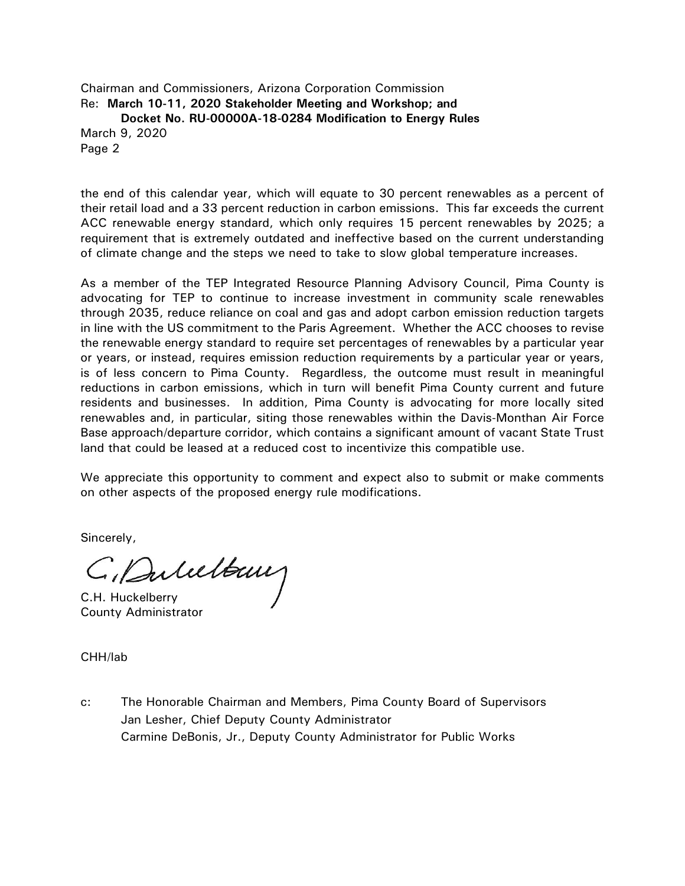the end of this calendar year, which will equate to 30 percent renewables as a percent of their retail load and a 33 percent reduction in carbon emissions. This far exceeds the current ACC renewable energy standard, which only requires 15 percent renewables by 2025; a requirement that is extremely outdated and ineffective based on the current understanding of climate change and the steps we need to take to slow global temperature increases.

As a member of the TEP Integrated Resource Planning Advisory Council, Pima County is advocating for TEP to continue to increase investment in community scale renewables through 2035, reduce reliance on coal and gas and adopt carbon emission reduction targets in line with the US commitment to the Paris Agreement. Whether the ACC chooses to revise the renewable energy standard to require set percentages of renewables by a particular year or years, or instead, requires emission reduction requirements by a particular year or years, is of less concern to Pima County. Regardless, the outcome must result in meaningful reductions in carbon emissions, which in turn will benefit Pima County current and future residents and businesses. In addition, Pima County is advocating for more locally sited renewables and, in particular, siting those renewables within the Davis-Monthan Air Force Base approach/departure corridor, which contains a significant amount of vacant State Trust land that could be leased at a reduced cost to incentivize this compatible use.

We appreciate this opportunity to comment and expect also to submit or make comments on other aspects of the proposed energy rule modifications.

Sincerely,

C.H. Huckelberry
County Administrator

CHH/lab

c: The Honorable Chairman and Members, Pima County Board of Supervisors
Jan Lesher, Chief Deputy County Administrator
Carmine DeBonis, Jr., Deputy County Administrator for Public Works